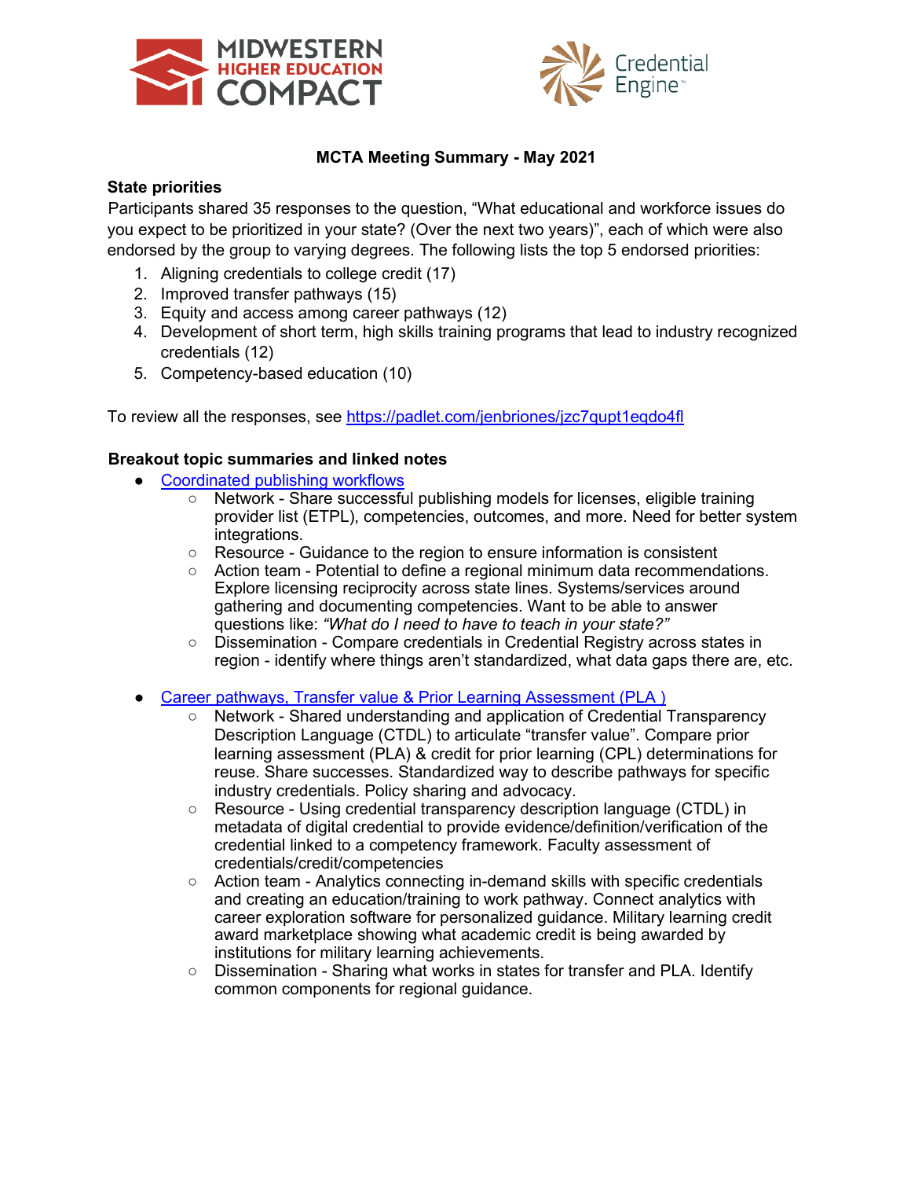**MCTA Meeting Summary - May 2021**

**State priorities**

Participants shared 35 responses to the question, "What educational and workforce issues do you expect to be prioritized in your state? (Over the next two years)", each of which were also endorsed by the group to varying degrees. The following lists the top 5 endorsed priorities:

1. Aligning credentials to college credit (17)
2. Improved transfer pathways (15)
3. Equity and access among career pathways (12)
4. Development of short term, high skills training programs that lead to industry recognized credentials (12)
5. Competency-based education (10)

To review all the responses, see https://padlet.com/jenbriones/jzc7qupt1eqdo4fl

**Breakout topic summaries and linked notes**

- Coordinated publishing workflows
  - Network - Share successful publishing models for licenses, eligible training provider list (ETPL), competencies, outcomes, and more. Need for better system integrations.
  - Resource - Guidance to the region to ensure information is consistent
  - Action team - Potential to define a regional minimum data recommendations. Explore licensing reciprocity across state lines. Systems/services around gathering and documenting competencies. Want to be able to answer questions like: *"What do I need to have to teach in your state?"*
  - Dissemination - Compare credentials in Credential Registry across states in region - identify where things aren't standardized, what data gaps there are, etc.

- Career pathways, Transfer value & Prior Learning Assessment (PLA )
  - Network - Shared understanding and application of Credential Transparency Description Language (CTDL) to articulate "transfer value". Compare prior learning assessment (PLA) & credit for prior learning (CPL) determinations for reuse. Share successes. Standardized way to describe pathways for specific industry credentials. Policy sharing and advocacy.
  - Resource - Using credential transparency description language (CTDL) in metadata of digital credential to provide evidence/definition/verification of the credential linked to a competency framework. Faculty assessment of credentials/credit/competencies
  - Action team - Analytics connecting in-demand skills with specific credentials and creating an education/training to work pathway. Connect analytics with career exploration software for personalized guidance. Military learning credit award marketplace showing what academic credit is being awarded by institutions for military learning achievements.
  - Dissemination - Sharing what works in states for transfer and PLA. Identify common components for regional guidance.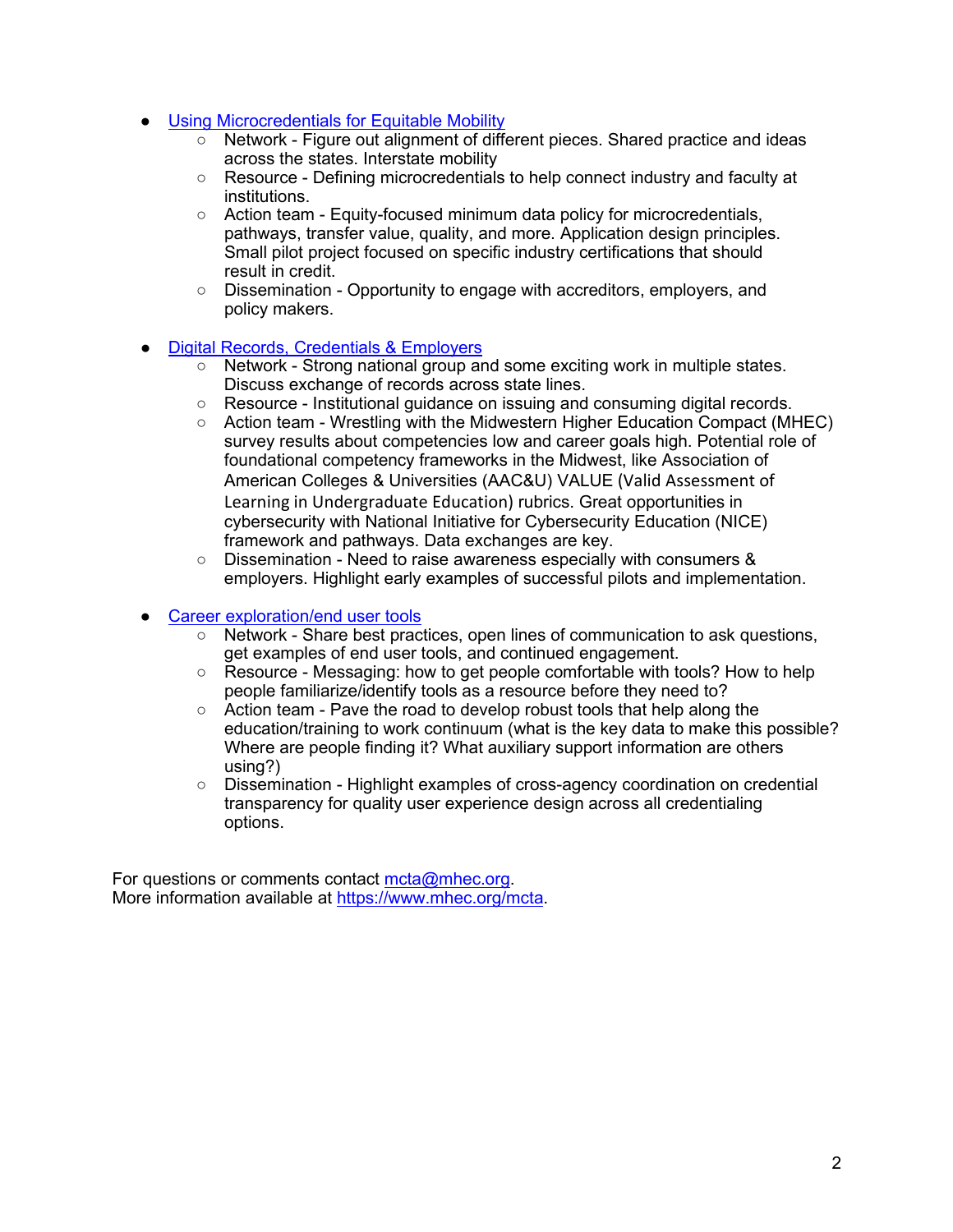- Using Microcredentials for Equitable Mobility
  - Network - Figure out alignment of different pieces. Shared practice and ideas across the states. Interstate mobility
  - Resource - Defining microcredentials to help connect industry and faculty at institutions.
  - Action team - Equity-focused minimum data policy for microcredentials, pathways, transfer value, quality, and more. Application design principles. Small pilot project focused on specific industry certifications that should result in credit.
  - Dissemination - Opportunity to engage with accreditors, employers, and policy makers.

- Digital Records, Credentials & Employers
  - Network - Strong national group and some exciting work in multiple states. Discuss exchange of records across state lines.
  - Resource - Institutional guidance on issuing and consuming digital records.
  - Action team - Wrestling with the Midwestern Higher Education Compact (MHEC) survey results about competencies low and career goals high. Potential role of foundational competency frameworks in the Midwest, like Association of American Colleges & Universities (AAC&U) VALUE (Valid Assessment of Learning in Undergraduate Education) rubrics. Great opportunities in cybersecurity with National Initiative for Cybersecurity Education (NICE) framework and pathways. Data exchanges are key.
  - Dissemination - Need to raise awareness especially with consumers & employers. Highlight early examples of successful pilots and implementation.

- Career exploration/end user tools
  - Network - Share best practices, open lines of communication to ask questions, get examples of end user tools, and continued engagement.
  - Resource - Messaging: how to get people comfortable with tools? How to help people familiarize/identify tools as a resource before they need to?
  - Action team - Pave the road to develop robust tools that help along the education/training to work continuum (what is the key data to make this possible? Where are people finding it? What auxiliary support information are others using?)
  - Dissemination - Highlight examples of cross-agency coordination on credential transparency for quality user experience design across all credentialing options.

For questions or comments contact mcta@mhec.org.
More information available at https://www.mhec.org/mcta.